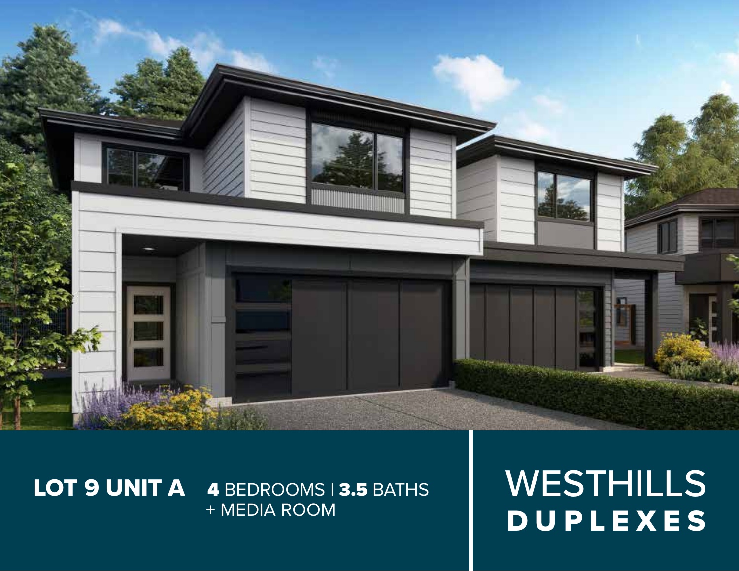**LOT 9 UNIT A** **4** BEDROOMS | **3.5** BATHS
+ MEDIA ROOM

# WESTHILLS
## DUPLEXES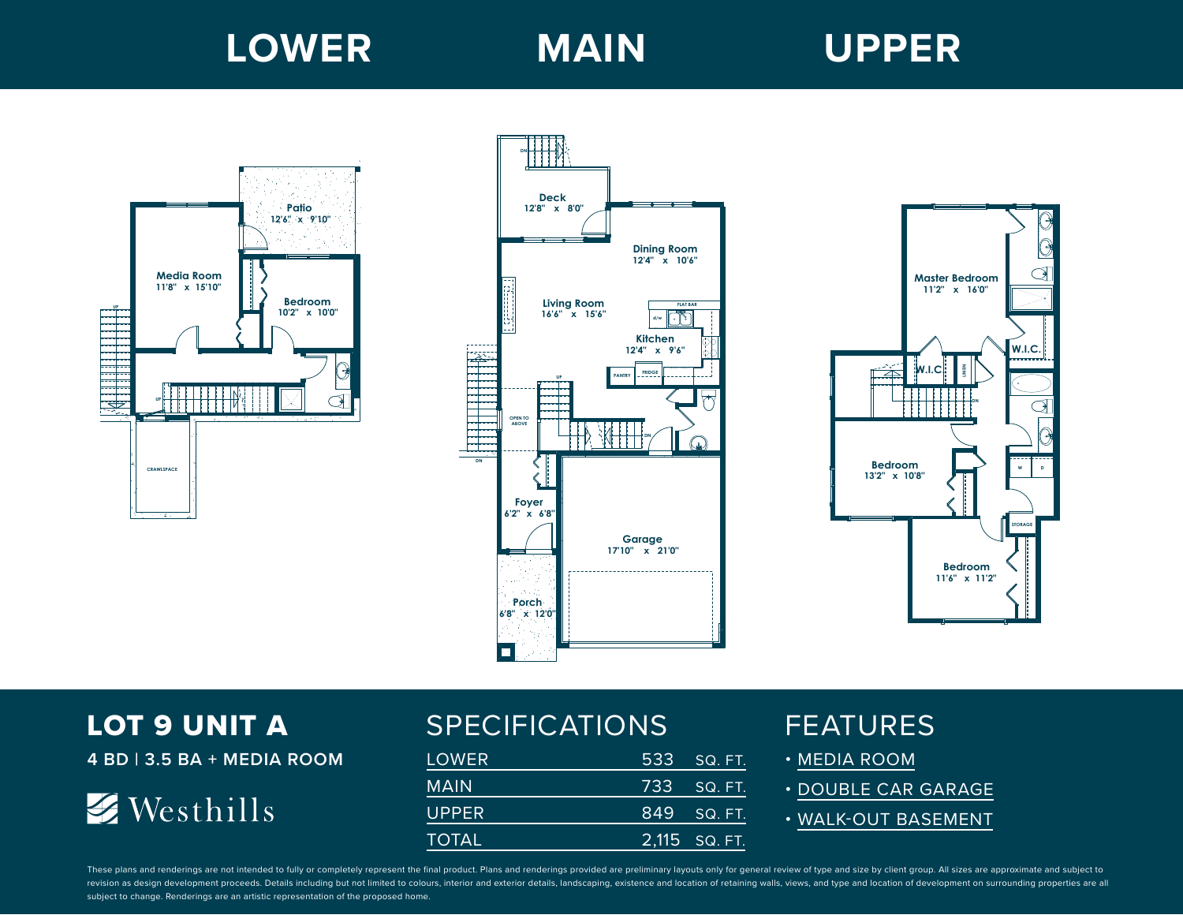# LOWER

Patio
12'6" x 9'10"

Media Room
11'8" x 15'10"

Bedroom
10'2" x 10'0"

UP

UP

CRAWLSPACE

# MAIN

DN

Deck
12'8" x 8'0"

Dining Room
12'4" x 10'6"

Living Room
16'6" x 15'6"

FLAT BAR

d/w

Kitchen
12'4" x 9'6"

PANTRY

FRIDGE

UP

OPEN TO ABOVE

DN

DN

Foyer
6'2" x 6'8"

Garage
17'10" x 21'0"

Porch
6'8" x 12'0"

# UPPER

Master Bedroom
11'2" x 16'0"

W.I.C.

W.I.C.

LINEN

DN

Bedroom
13'2" x 10'8"

W

D

STORAGE

Bedroom
11'6" x 11'2"

## LOT 9 UNIT A

**4 BD | 3.5 BA + MEDIA ROOM**

Westhills

## SPECIFICATIONS

| | | |
|---|---|---|
| LOWER | 533 | SQ. FT. |
| MAIN | 733 | SQ. FT. |
| UPPER | 849 | SQ. FT. |
| TOTAL | 2,115 | SQ. FT. |

## FEATURES

- MEDIA ROOM
- DOUBLE CAR GARAGE
- WALK-OUT BASEMENT

These plans and renderings are not intended to fully or completely represent the final product. Plans and renderings provided are preliminary layouts only for general review of type and size by client group. All sizes are approximate and subject to revision as design development proceeds. Details including but not limited to colours, interior and exterior details, landscaping, existence and location of retaining walls, views, and type and location of development on surrounding properties are all subject to change. Renderings are an artistic representation of the proposed home.